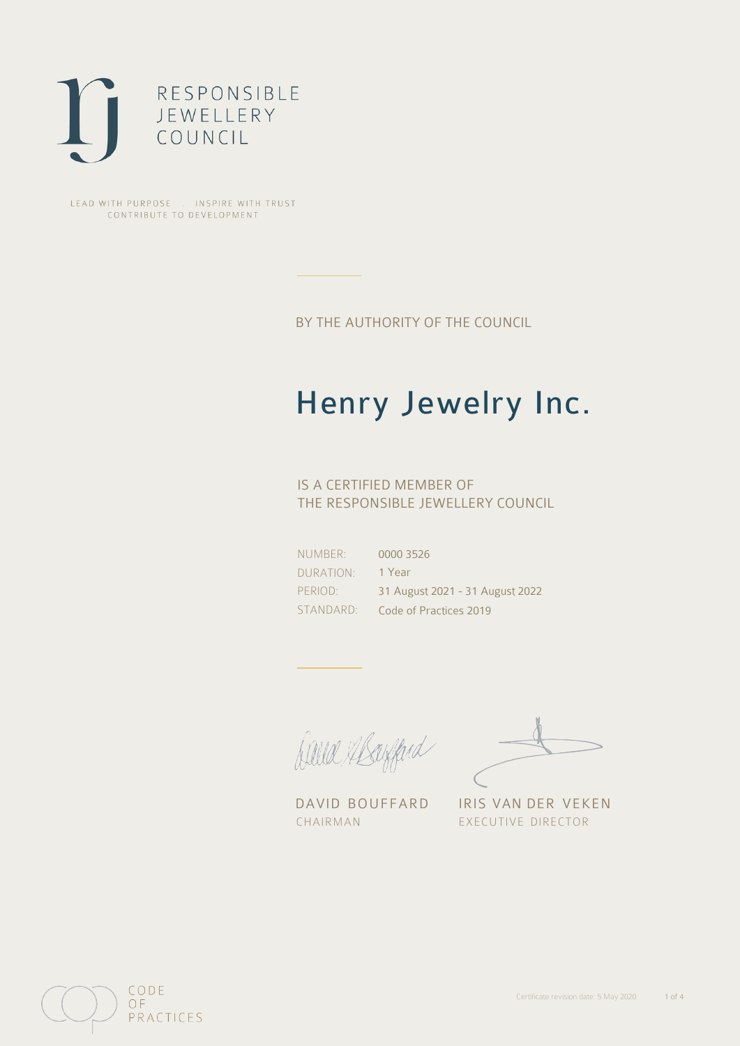RESPONSIBLE
JEWELLERY
COUNCIL

LEAD WITH PURPOSE . INSPIRE WITH TRUST
CONTRIBUTE TO DEVELOPMENT

BY THE AUTHORITY OF THE COUNCIL

# Henry Jewelry Inc.

IS A CERTIFIED MEMBER OF
THE RESPONSIBLE JEWELLERY COUNCIL

| | |
|---|---|
| NUMBER: | 0000 3526 |
| DURATION: | 1 Year |
| PERIOD: | 31 August 2021 - 31 August 2022 |
| STANDARD: | Code of Practices 2019 |

DAVID BOUFFARD
CHAIRMAN

IRIS VAN DER VEKEN
EXECUTIVE DIRECTOR

CODE
OF
PRACTICES

Certificate revision date: 5 May 2020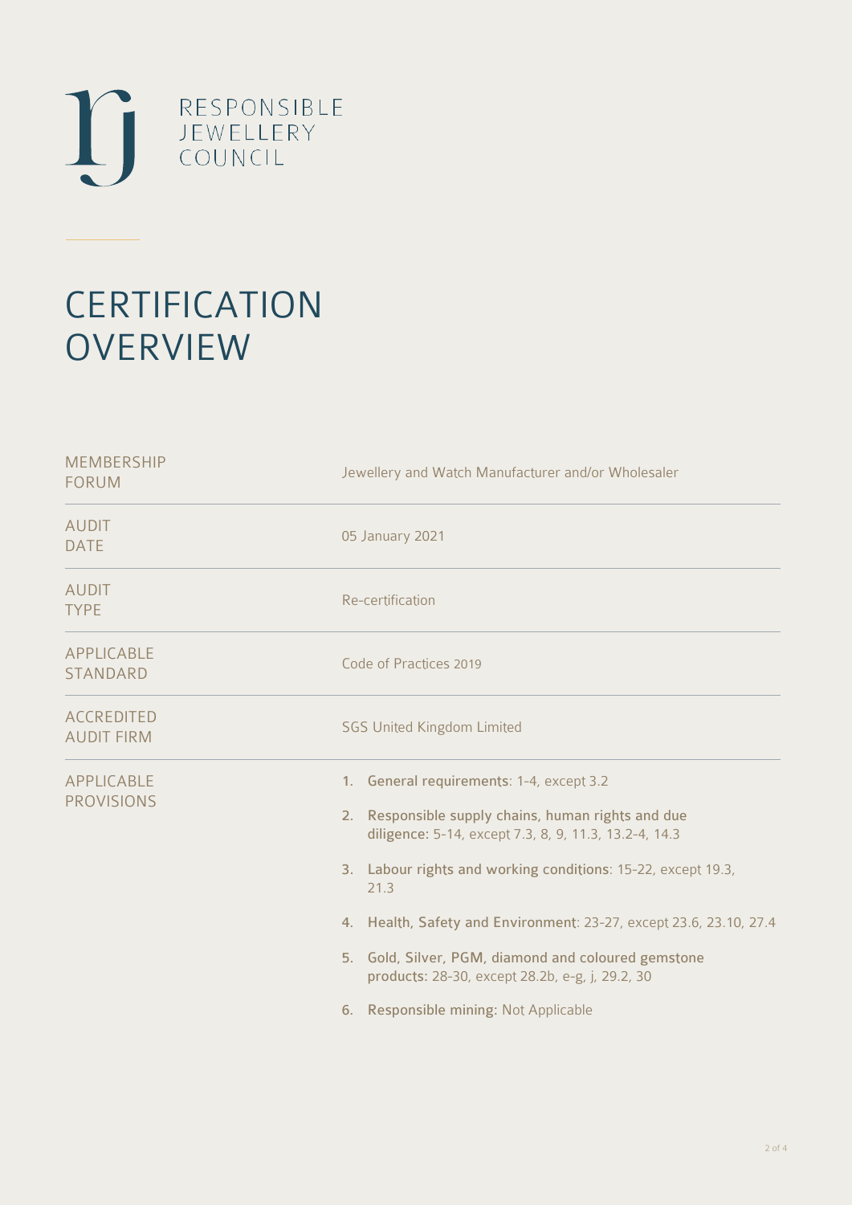RESPONSIBLE
JEWELLERY
COUNCIL

# CERTIFICATION OVERVIEW

| | |
|---|---|
| MEMBERSHIP FORUM | Jewellery and Watch Manufacturer and/or Wholesaler |
| AUDIT DATE | 05 January 2021 |
| AUDIT TYPE | Re-certification |
| APPLICABLE STANDARD | Code of Practices 2019 |
| ACCREDITED AUDIT FIRM | SGS United Kingdom Limited |
| APPLICABLE PROVISIONS | 1. **General requirements**: 1-4, except 3.2<br>2. **Responsible supply chains, human rights and due diligence**: 5-14, except 7.3, 8, 9, 11.3, 13.2-4, 14.3<br>3. **Labour rights and working conditions**: 15-22, except 19.3, 21.3<br>4. **Health, Safety and Environment**: 23-27, except 23.6, 23.10, 27.4<br>5. **Gold, Silver, PGM, diamond and coloured gemstone products**: 28-30, except 28.2b, e-g, j, 29.2, 30<br>6. **Responsible mining**: Not Applicable |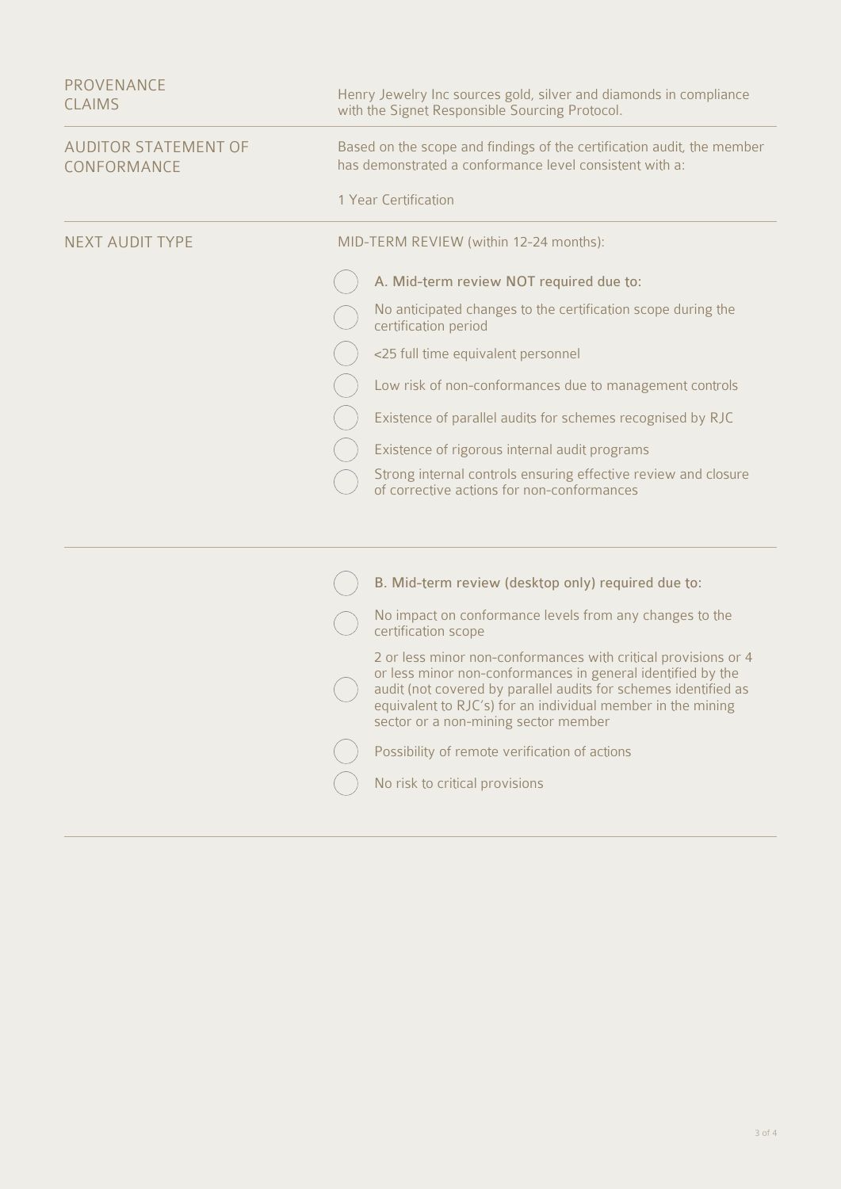| | |
|---|---|
| PROVENANCE CLAIMS | Henry Jewelry Inc sources gold, silver and diamonds in compliance with the Signet Responsible Sourcing Protocol. |
| AUDITOR STATEMENT OF CONFORMANCE | Based on the scope and findings of the certification audit, the member has demonstrated a conformance level consistent with a:<br><br>1 Year Certification |
| NEXT AUDIT TYPE | MID-TERM REVIEW (within 12-24 months): |

- ◯ **A. Mid-term review NOT required due to:**
- ◯ No anticipated changes to the certification scope during the certification period
- ◯ <25 full time equivalent personnel
- ◯ Low risk of non-conformances due to management controls
- ◯ Existence of parallel audits for schemes recognised by RJC
- ◯ Existence of rigorous internal audit programs
- ◯ Strong internal controls ensuring effective review and closure of corrective actions for non-conformances

---

- ◯ **B. Mid-term review (desktop only) required due to:**
- ◯ No impact on conformance levels from any changes to the certification scope
- ◯ 2 or less minor non-conformances with critical provisions or 4 or less minor non-conformances in general identified by the audit (not covered by parallel audits for schemes identified as equivalent to RJC's) for an individual member in the mining sector or a non-mining sector member
- ◯ Possibility of remote verification of actions
- ◯ No risk to critical provisions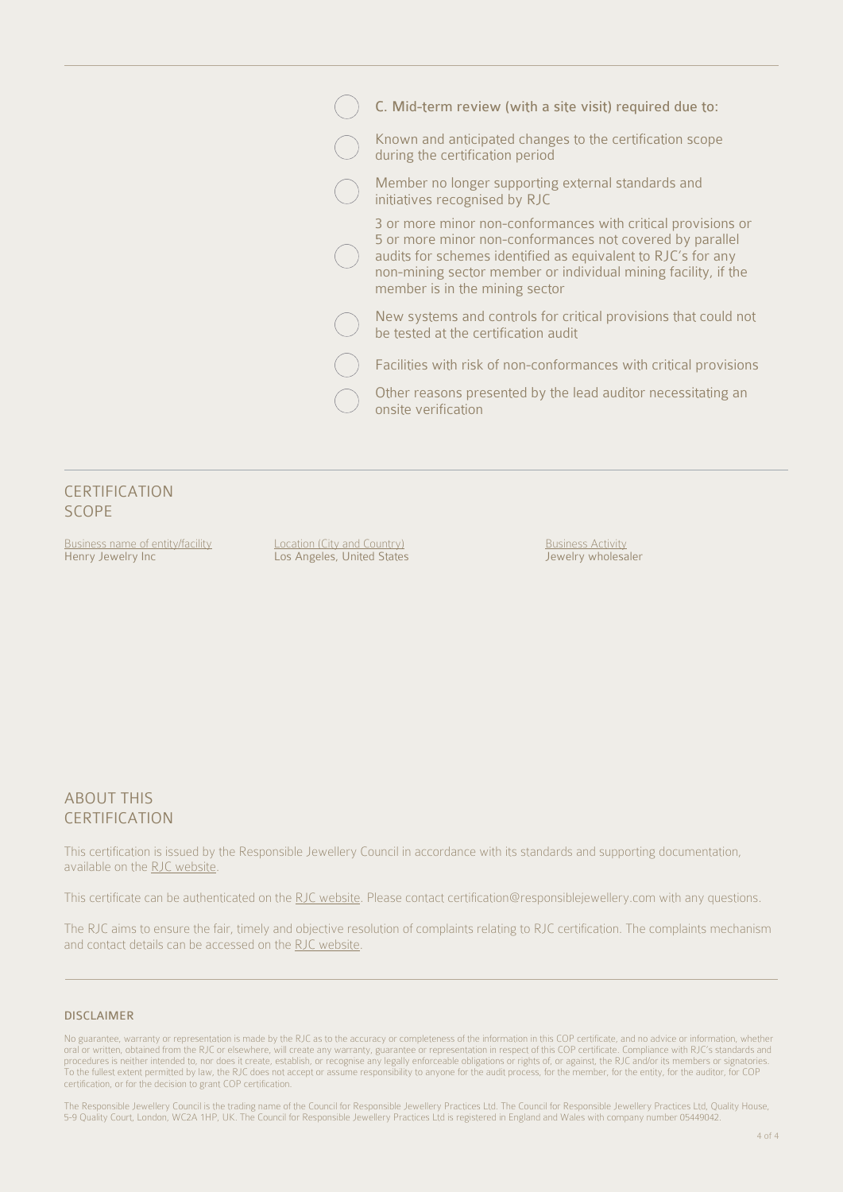- C. Mid-term review (with a site visit) required due to:
- Known and anticipated changes to the certification scope during the certification period
- Member no longer supporting external standards and initiatives recognised by RJC
- 3 or more minor non-conformances with critical provisions or 5 or more minor non-conformances not covered by parallel audits for schemes identified as equivalent to RJC's for any non-mining sector member or individual mining facility, if the member is in the mining sector
- New systems and controls for critical provisions that could not be tested at the certification audit
- Facilities with risk of non-conformances with critical provisions
- Other reasons presented by the lead auditor necessitating an onsite verification

## CERTIFICATION SCOPE

| Business name of entity/facility | Location (City and Country) | Business Activity |
|---|---|---|
| Henry Jewelry Inc | Los Angeles, United States | Jewelry wholesaler |

## ABOUT THIS CERTIFICATION

This certification is issued by the Responsible Jewellery Council in accordance with its standards and supporting documentation, available on the RJC website.

This certificate can be authenticated on the RJC website. Please contact certification@responsiblejewellery.com with any questions.

The RJC aims to ensure the fair, timely and objective resolution of complaints relating to RJC certification. The complaints mechanism and contact details can be accessed on the RJC website.

### DISCLAIMER

No guarantee, warranty or representation is made by the RJC as to the accuracy or completeness of the information in this COP certificate, and no advice or information, whether oral or written, obtained from the RJC or elsewhere, will create any warranty, guarantee or representation in respect of this COP certificate. Compliance with RJC's standards and procedures is neither intended to, nor does it create, establish, or recognise any legally enforceable obligations or rights of, or against, the RJC and/or its members or signatories. To the fullest extent permitted by law, the RJC does not accept or assume responsibility to anyone for the audit process, for the member, for the entity, for the auditor, for COP certification, or for the decision to grant COP certification.

The Responsible Jewellery Council is the trading name of the Council for Responsible Jewellery Practices Ltd. The Council for Responsible Jewellery Practices Ltd, Quality House, 5-9 Quality Court, London, WC2A 1HP, UK. The Council for Responsible Jewellery Practices Ltd is registered in England and Wales with company number 05449042.